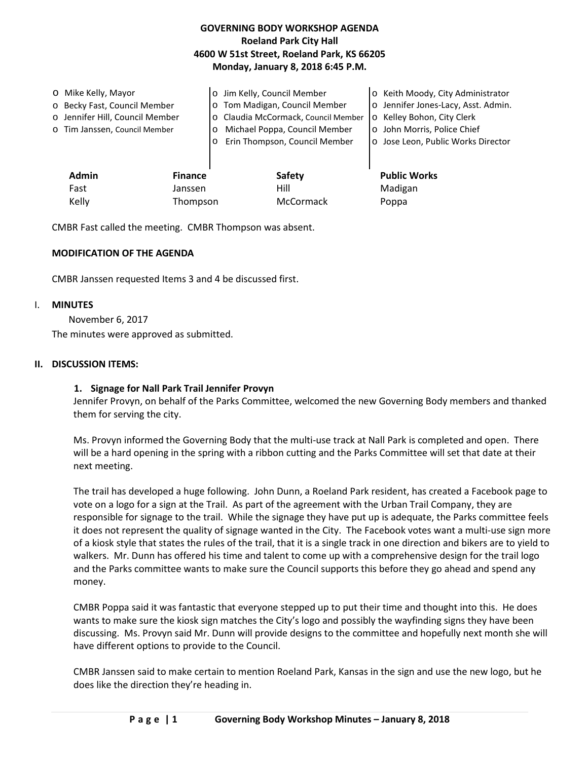**GOVERNING BODY WORKSHOP AGENDA**
**Roeland Park City Hall**
**4600 W 51st Street, Roeland Park, KS 66205**
**Monday, January 8, 2018 6:45 P.M.**

- Mike Kelly, Mayor
- Becky Fast, Council Member
- Jennifer Hill, Council Member
- Tim Janssen, Council Member
- Jim Kelly, Council Member
- Tom Madigan, Council Member
- Claudia McCormack, Council Member
- Michael Poppa, Council Member
- Erin Thompson, Council Member
- Keith Moody, City Administrator
- Jennifer Jones-Lacy, Asst. Admin.
- Kelley Bohon, City Clerk
- John Morris, Police Chief
- Jose Leon, Public Works Director

| Admin | Finance | Safety | Public Works |
|---|---|---|---|
| Fast | Janssen | Hill | Madigan |
| Kelly | Thompson | McCormack | Poppa |

CMBR Fast called the meeting. CMBR Thompson was absent.

**MODIFICATION OF THE AGENDA**

CMBR Janssen requested Items 3 and 4 be discussed first.

I. **MINUTES**

November 6, 2017

The minutes were approved as submitted.

**II. DISCUSSION ITEMS:**

**1. Signage for Nall Park Trail Jennifer Provyn**

Jennifer Provyn, on behalf of the Parks Committee, welcomed the new Governing Body members and thanked them for serving the city.

Ms. Provyn informed the Governing Body that the multi-use track at Nall Park is completed and open. There will be a hard opening in the spring with a ribbon cutting and the Parks Committee will set that date at their next meeting.

The trail has developed a huge following. John Dunn, a Roeland Park resident, has created a Facebook page to vote on a logo for a sign at the Trail. As part of the agreement with the Urban Trail Company, they are responsible for signage to the trail. While the signage they have put up is adequate, the Parks committee feels it does not represent the quality of signage wanted in the City. The Facebook votes want a multi-use sign more of a kiosk style that states the rules of the trail, that it is a single track in one direction and bikers are to yield to walkers. Mr. Dunn has offered his time and talent to come up with a comprehensive design for the trail logo and the Parks committee wants to make sure the Council supports this before they go ahead and spend any money.

CMBR Poppa said it was fantastic that everyone stepped up to put their time and thought into this. He does wants to make sure the kiosk sign matches the City's logo and possibly the wayfinding signs they have been discussing. Ms. Provyn said Mr. Dunn will provide designs to the committee and hopefully next month she will have different options to provide to the Council.

CMBR Janssen said to make certain to mention Roeland Park, Kansas in the sign and use the new logo, but he does like the direction they're heading in.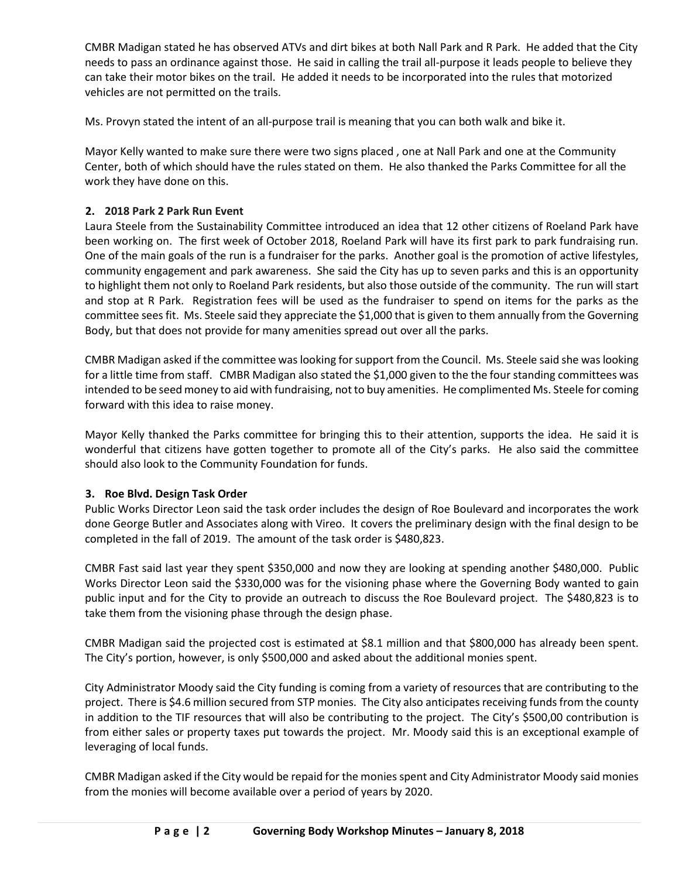CMBR Madigan stated he has observed ATVs and dirt bikes at both Nall Park and R Park. He added that the City needs to pass an ordinance against those. He said in calling the trail all-purpose it leads people to believe they can take their motor bikes on the trail. He added it needs to be incorporated into the rules that motorized vehicles are not permitted on the trails.

Ms. Provyn stated the intent of an all-purpose trail is meaning that you can both walk and bike it.

Mayor Kelly wanted to make sure there were two signs placed , one at Nall Park and one at the Community Center, both of which should have the rules stated on them. He also thanked the Parks Committee for all the work they have done on this.

**2. 2018 Park 2 Park Run Event**

Laura Steele from the Sustainability Committee introduced an idea that 12 other citizens of Roeland Park have been working on. The first week of October 2018, Roeland Park will have its first park to park fundraising run. One of the main goals of the run is a fundraiser for the parks. Another goal is the promotion of active lifestyles, community engagement and park awareness. She said the City has up to seven parks and this is an opportunity to highlight them not only to Roeland Park residents, but also those outside of the community. The run will start and stop at R Park. Registration fees will be used as the fundraiser to spend on items for the parks as the committee sees fit. Ms. Steele said they appreciate the $1,000 that is given to them annually from the Governing Body, but that does not provide for many amenities spread out over all the parks.

CMBR Madigan asked if the committee was looking for support from the Council. Ms. Steele said she was looking for a little time from staff. CMBR Madigan also stated the $1,000 given to the the four standing committees was intended to be seed money to aid with fundraising, not to buy amenities. He complimented Ms. Steele for coming forward with this idea to raise money.

Mayor Kelly thanked the Parks committee for bringing this to their attention, supports the idea. He said it is wonderful that citizens have gotten together to promote all of the City's parks. He also said the committee should also look to the Community Foundation for funds.

**3. Roe Blvd. Design Task Order**

Public Works Director Leon said the task order includes the design of Roe Boulevard and incorporates the work done George Butler and Associates along with Vireo. It covers the preliminary design with the final design to be completed in the fall of 2019. The amount of the task order is $480,823.

CMBR Fast said last year they spent $350,000 and now they are looking at spending another $480,000. Public Works Director Leon said the $330,000 was for the visioning phase where the Governing Body wanted to gain public input and for the City to provide an outreach to discuss the Roe Boulevard project. The $480,823 is to take them from the visioning phase through the design phase.

CMBR Madigan said the projected cost is estimated at $8.1 million and that $800,000 has already been spent. The City's portion, however, is only $500,000 and asked about the additional monies spent.

City Administrator Moody said the City funding is coming from a variety of resources that are contributing to the project. There is $4.6 million secured from STP monies. The City also anticipates receiving funds from the county in addition to the TIF resources that will also be contributing to the project. The City's $500,00 contribution is from either sales or property taxes put towards the project. Mr. Moody said this is an exceptional example of leveraging of local funds.

CMBR Madigan asked if the City would be repaid for the monies spent and City Administrator Moody said monies from the monies will become available over a period of years by 2020.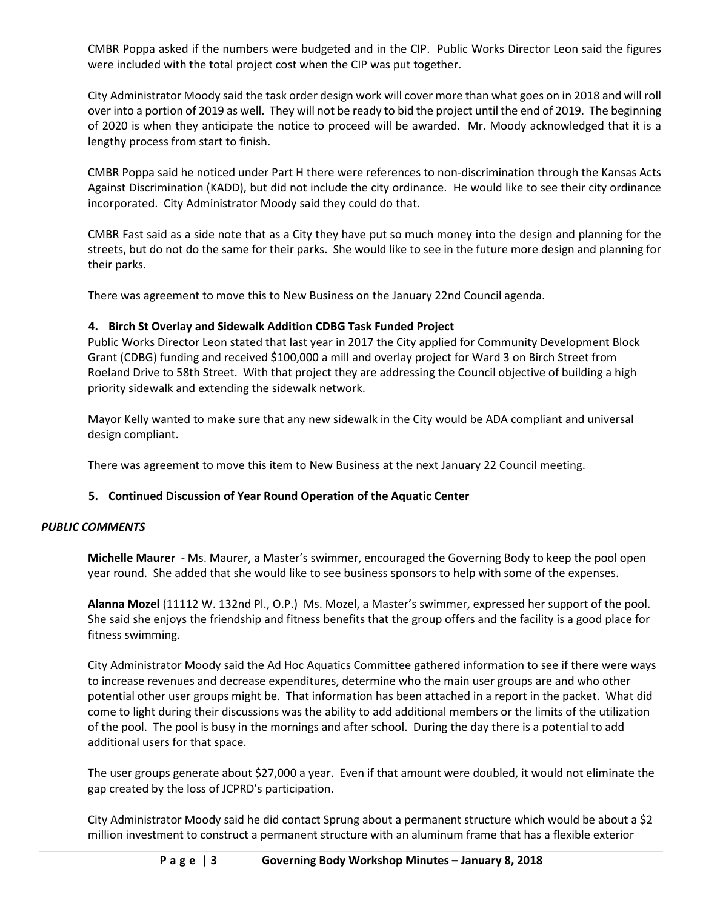CMBR Poppa asked if the numbers were budgeted and in the CIP. Public Works Director Leon said the figures were included with the total project cost when the CIP was put together.

City Administrator Moody said the task order design work will cover more than what goes on in 2018 and will roll over into a portion of 2019 as well. They will not be ready to bid the project until the end of 2019. The beginning of 2020 is when they anticipate the notice to proceed will be awarded. Mr. Moody acknowledged that it is a lengthy process from start to finish.

CMBR Poppa said he noticed under Part H there were references to non-discrimination through the Kansas Acts Against Discrimination (KADD), but did not include the city ordinance. He would like to see their city ordinance incorporated. City Administrator Moody said they could do that.

CMBR Fast said as a side note that as a City they have put so much money into the design and planning for the streets, but do not do the same for their parks. She would like to see in the future more design and planning for their parks.

There was agreement to move this to New Business on the January 22nd Council agenda.

**4. Birch St Overlay and Sidewalk Addition CDBG Task Funded Project**

Public Works Director Leon stated that last year in 2017 the City applied for Community Development Block Grant (CDBG) funding and received $100,000 a mill and overlay project for Ward 3 on Birch Street from Roeland Drive to 58th Street. With that project they are addressing the Council objective of building a high priority sidewalk and extending the sidewalk network.

Mayor Kelly wanted to make sure that any new sidewalk in the City would be ADA compliant and universal design compliant.

There was agreement to move this item to New Business at the next January 22 Council meeting.

**5. Continued Discussion of Year Round Operation of the Aquatic Center**

***PUBLIC COMMENTS***

**Michelle Maurer** - Ms. Maurer, a Master's swimmer, encouraged the Governing Body to keep the pool open year round. She added that she would like to see business sponsors to help with some of the expenses.

**Alanna Mozel** (11112 W. 132nd Pl., O.P.) Ms. Mozel, a Master's swimmer, expressed her support of the pool. She said she enjoys the friendship and fitness benefits that the group offers and the facility is a good place for fitness swimming.

City Administrator Moody said the Ad Hoc Aquatics Committee gathered information to see if there were ways to increase revenues and decrease expenditures, determine who the main user groups are and who other potential other user groups might be. That information has been attached in a report in the packet. What did come to light during their discussions was the ability to add additional members or the limits of the utilization of the pool. The pool is busy in the mornings and after school. During the day there is a potential to add additional users for that space.

The user groups generate about $27,000 a year. Even if that amount were doubled, it would not eliminate the gap created by the loss of JCPRD's participation.

City Administrator Moody said he did contact Sprung about a permanent structure which would be about a $2 million investment to construct a permanent structure with an aluminum frame that has a flexible exterior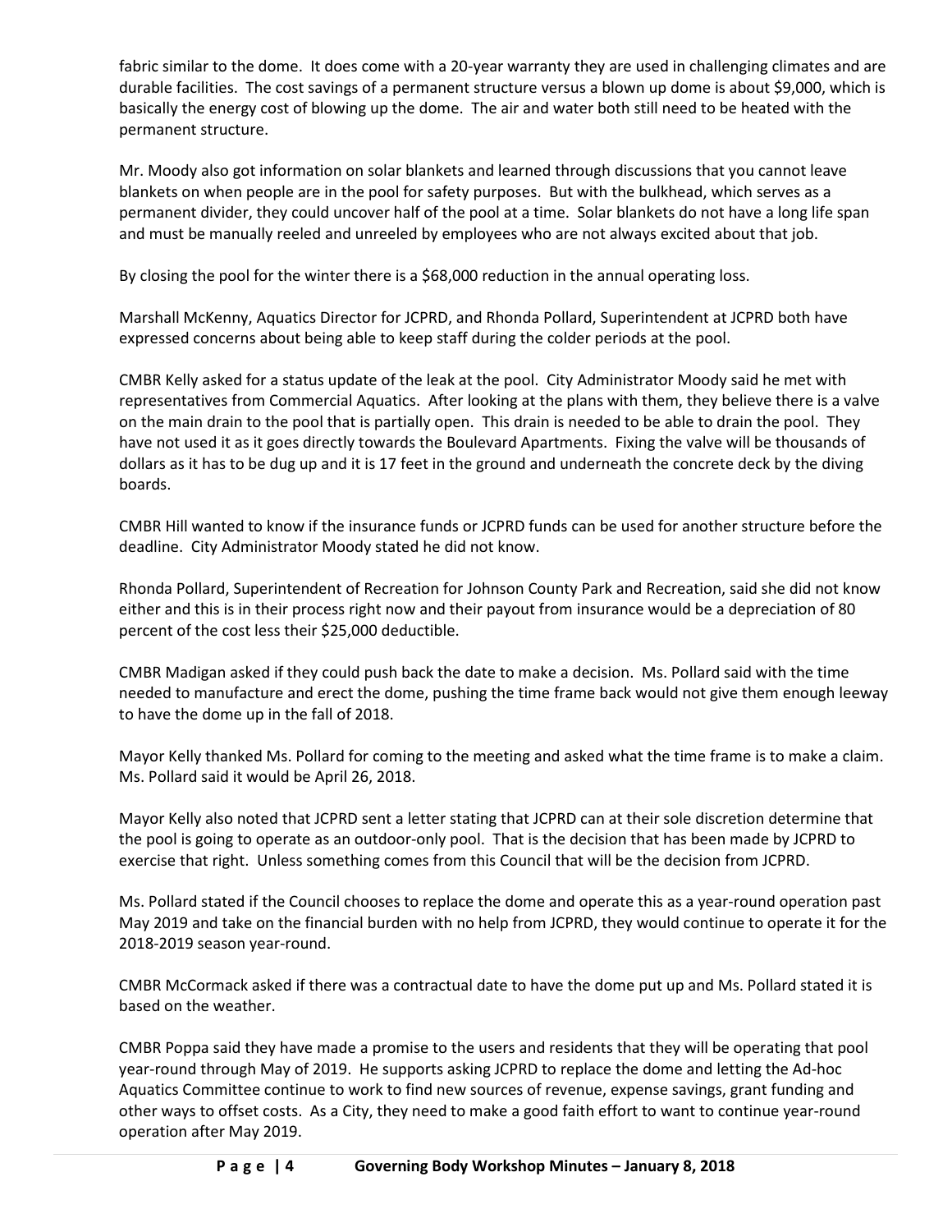fabric similar to the dome. It does come with a 20-year warranty they are used in challenging climates and are durable facilities. The cost savings of a permanent structure versus a blown up dome is about $9,000, which is basically the energy cost of blowing up the dome. The air and water both still need to be heated with the permanent structure.

Mr. Moody also got information on solar blankets and learned through discussions that you cannot leave blankets on when people are in the pool for safety purposes. But with the bulkhead, which serves as a permanent divider, they could uncover half of the pool at a time. Solar blankets do not have a long life span and must be manually reeled and unreeled by employees who are not always excited about that job.

By closing the pool for the winter there is a $68,000 reduction in the annual operating loss.

Marshall McKenny, Aquatics Director for JCPRD, and Rhonda Pollard, Superintendent at JCPRD both have expressed concerns about being able to keep staff during the colder periods at the pool.

CMBR Kelly asked for a status update of the leak at the pool. City Administrator Moody said he met with representatives from Commercial Aquatics. After looking at the plans with them, they believe there is a valve on the main drain to the pool that is partially open. This drain is needed to be able to drain the pool. They have not used it as it goes directly towards the Boulevard Apartments. Fixing the valve will be thousands of dollars as it has to be dug up and it is 17 feet in the ground and underneath the concrete deck by the diving boards.

CMBR Hill wanted to know if the insurance funds or JCPRD funds can be used for another structure before the deadline. City Administrator Moody stated he did not know.

Rhonda Pollard, Superintendent of Recreation for Johnson County Park and Recreation, said she did not know either and this is in their process right now and their payout from insurance would be a depreciation of 80 percent of the cost less their $25,000 deductible.

CMBR Madigan asked if they could push back the date to make a decision. Ms. Pollard said with the time needed to manufacture and erect the dome, pushing the time frame back would not give them enough leeway to have the dome up in the fall of 2018.

Mayor Kelly thanked Ms. Pollard for coming to the meeting and asked what the time frame is to make a claim. Ms. Pollard said it would be April 26, 2018.

Mayor Kelly also noted that JCPRD sent a letter stating that JCPRD can at their sole discretion determine that the pool is going to operate as an outdoor-only pool. That is the decision that has been made by JCPRD to exercise that right. Unless something comes from this Council that will be the decision from JCPRD.

Ms. Pollard stated if the Council chooses to replace the dome and operate this as a year-round operation past May 2019 and take on the financial burden with no help from JCPRD, they would continue to operate it for the 2018-2019 season year-round.

CMBR McCormack asked if there was a contractual date to have the dome put up and Ms. Pollard stated it is based on the weather.

CMBR Poppa said they have made a promise to the users and residents that they will be operating that pool year-round through May of 2019. He supports asking JCPRD to replace the dome and letting the Ad-hoc Aquatics Committee continue to work to find new sources of revenue, expense savings, grant funding and other ways to offset costs. As a City, they need to make a good faith effort to want to continue year-round operation after May 2019.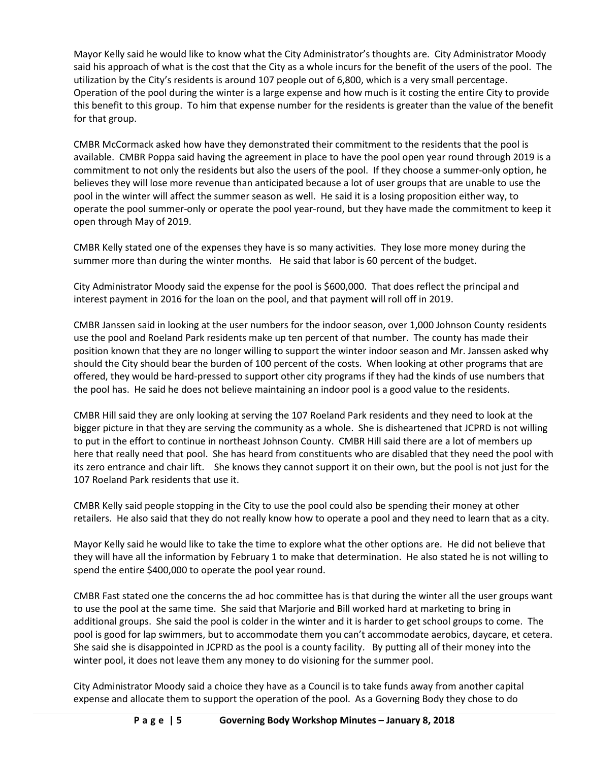Mayor Kelly said he would like to know what the City Administrator's thoughts are. City Administrator Moody said his approach of what is the cost that the City as a whole incurs for the benefit of the users of the pool. The utilization by the City's residents is around 107 people out of 6,800, which is a very small percentage. Operation of the pool during the winter is a large expense and how much is it costing the entire City to provide this benefit to this group. To him that expense number for the residents is greater than the value of the benefit for that group.

CMBR McCormack asked how have they demonstrated their commitment to the residents that the pool is available. CMBR Poppa said having the agreement in place to have the pool open year round through 2019 is a commitment to not only the residents but also the users of the pool. If they choose a summer-only option, he believes they will lose more revenue than anticipated because a lot of user groups that are unable to use the pool in the winter will affect the summer season as well. He said it is a losing proposition either way, to operate the pool summer-only or operate the pool year-round, but they have made the commitment to keep it open through May of 2019.

CMBR Kelly stated one of the expenses they have is so many activities. They lose more money during the summer more than during the winter months. He said that labor is 60 percent of the budget.

City Administrator Moody said the expense for the pool is $600,000. That does reflect the principal and interest payment in 2016 for the loan on the pool, and that payment will roll off in 2019.

CMBR Janssen said in looking at the user numbers for the indoor season, over 1,000 Johnson County residents use the pool and Roeland Park residents make up ten percent of that number. The county has made their position known that they are no longer willing to support the winter indoor season and Mr. Janssen asked why should the City should bear the burden of 100 percent of the costs. When looking at other programs that are offered, they would be hard-pressed to support other city programs if they had the kinds of use numbers that the pool has. He said he does not believe maintaining an indoor pool is a good value to the residents.

CMBR Hill said they are only looking at serving the 107 Roeland Park residents and they need to look at the bigger picture in that they are serving the community as a whole. She is disheartened that JCPRD is not willing to put in the effort to continue in northeast Johnson County. CMBR Hill said there are a lot of members up here that really need that pool. She has heard from constituents who are disabled that they need the pool with its zero entrance and chair lift. She knows they cannot support it on their own, but the pool is not just for the 107 Roeland Park residents that use it.

CMBR Kelly said people stopping in the City to use the pool could also be spending their money at other retailers. He also said that they do not really know how to operate a pool and they need to learn that as a city.

Mayor Kelly said he would like to take the time to explore what the other options are. He did not believe that they will have all the information by February 1 to make that determination. He also stated he is not willing to spend the entire $400,000 to operate the pool year round.

CMBR Fast stated one the concerns the ad hoc committee has is that during the winter all the user groups want to use the pool at the same time. She said that Marjorie and Bill worked hard at marketing to bring in additional groups. She said the pool is colder in the winter and it is harder to get school groups to come. The pool is good for lap swimmers, but to accommodate them you can't accommodate aerobics, daycare, et cetera. She said she is disappointed in JCPRD as the pool is a county facility. By putting all of their money into the winter pool, it does not leave them any money to do visioning for the summer pool.

City Administrator Moody said a choice they have as a Council is to take funds away from another capital expense and allocate them to support the operation of the pool. As a Governing Body they chose to do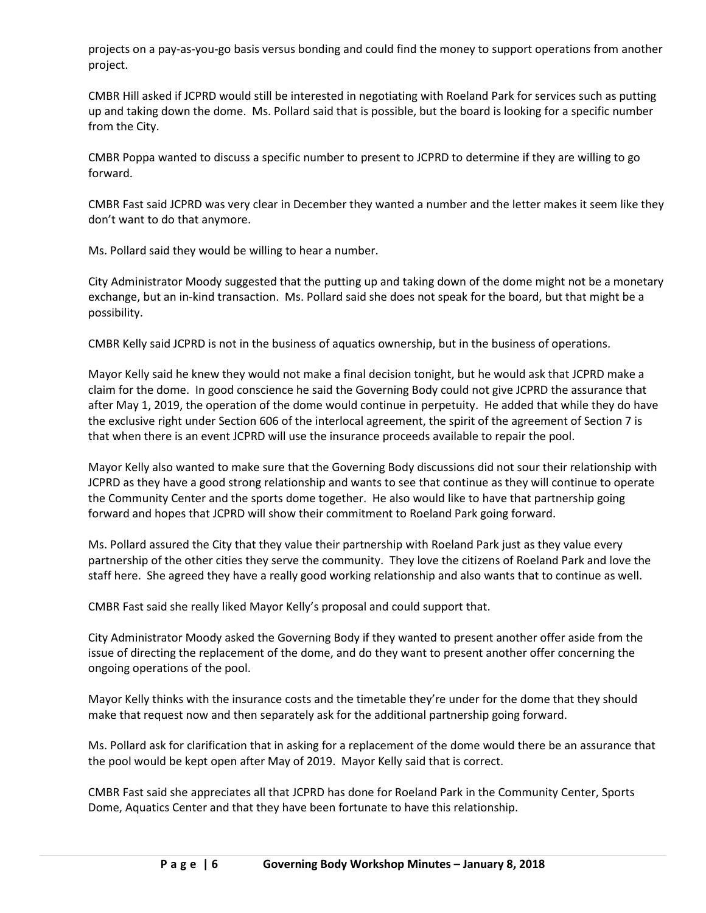projects on a pay-as-you-go basis versus bonding and could find the money to support operations from another project.

CMBR Hill asked if JCPRD would still be interested in negotiating with Roeland Park for services such as putting up and taking down the dome. Ms. Pollard said that is possible, but the board is looking for a specific number from the City.

CMBR Poppa wanted to discuss a specific number to present to JCPRD to determine if they are willing to go forward.

CMBR Fast said JCPRD was very clear in December they wanted a number and the letter makes it seem like they don't want to do that anymore.

Ms. Pollard said they would be willing to hear a number.

City Administrator Moody suggested that the putting up and taking down of the dome might not be a monetary exchange, but an in-kind transaction. Ms. Pollard said she does not speak for the board, but that might be a possibility.

CMBR Kelly said JCPRD is not in the business of aquatics ownership, but in the business of operations.

Mayor Kelly said he knew they would not make a final decision tonight, but he would ask that JCPRD make a claim for the dome. In good conscience he said the Governing Body could not give JCPRD the assurance that after May 1, 2019, the operation of the dome would continue in perpetuity. He added that while they do have the exclusive right under Section 606 of the interlocal agreement, the spirit of the agreement of Section 7 is that when there is an event JCPRD will use the insurance proceeds available to repair the pool.

Mayor Kelly also wanted to make sure that the Governing Body discussions did not sour their relationship with JCPRD as they have a good strong relationship and wants to see that continue as they will continue to operate the Community Center and the sports dome together. He also would like to have that partnership going forward and hopes that JCPRD will show their commitment to Roeland Park going forward.

Ms. Pollard assured the City that they value their partnership with Roeland Park just as they value every partnership of the other cities they serve the community. They love the citizens of Roeland Park and love the staff here. She agreed they have a really good working relationship and also wants that to continue as well.

CMBR Fast said she really liked Mayor Kelly's proposal and could support that.

City Administrator Moody asked the Governing Body if they wanted to present another offer aside from the issue of directing the replacement of the dome, and do they want to present another offer concerning the ongoing operations of the pool.

Mayor Kelly thinks with the insurance costs and the timetable they're under for the dome that they should make that request now and then separately ask for the additional partnership going forward.

Ms. Pollard ask for clarification that in asking for a replacement of the dome would there be an assurance that the pool would be kept open after May of 2019. Mayor Kelly said that is correct.

CMBR Fast said she appreciates all that JCPRD has done for Roeland Park in the Community Center, Sports Dome, Aquatics Center and that they have been fortunate to have this relationship.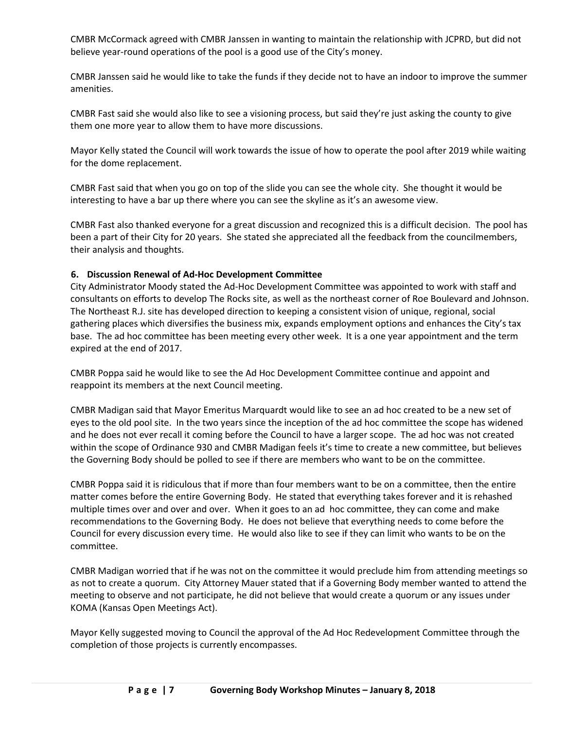CMBR McCormack agreed with CMBR Janssen in wanting to maintain the relationship with JCPRD, but did not believe year-round operations of the pool is a good use of the City's money.

CMBR Janssen said he would like to take the funds if they decide not to have an indoor to improve the summer amenities.

CMBR Fast said she would also like to see a visioning process, but said they're just asking the county to give them one more year to allow them to have more discussions.

Mayor Kelly stated the Council will work towards the issue of how to operate the pool after 2019 while waiting for the dome replacement.

CMBR Fast said that when you go on top of the slide you can see the whole city. She thought it would be interesting to have a bar up there where you can see the skyline as it's an awesome view.

CMBR Fast also thanked everyone for a great discussion and recognized this is a difficult decision. The pool has been a part of their City for 20 years. She stated she appreciated all the feedback from the councilmembers, their analysis and thoughts.

**6. Discussion Renewal of Ad-Hoc Development Committee**

City Administrator Moody stated the Ad-Hoc Development Committee was appointed to work with staff and consultants on efforts to develop The Rocks site, as well as the northeast corner of Roe Boulevard and Johnson. The Northeast R.J. site has developed direction to keeping a consistent vision of unique, regional, social gathering places which diversifies the business mix, expands employment options and enhances the City's tax base. The ad hoc committee has been meeting every other week. It is a one year appointment and the term expired at the end of 2017.

CMBR Poppa said he would like to see the Ad Hoc Development Committee continue and appoint and reappoint its members at the next Council meeting.

CMBR Madigan said that Mayor Emeritus Marquardt would like to see an ad hoc created to be a new set of eyes to the old pool site. In the two years since the inception of the ad hoc committee the scope has widened and he does not ever recall it coming before the Council to have a larger scope. The ad hoc was not created within the scope of Ordinance 930 and CMBR Madigan feels it's time to create a new committee, but believes the Governing Body should be polled to see if there are members who want to be on the committee.

CMBR Poppa said it is ridiculous that if more than four members want to be on a committee, then the entire matter comes before the entire Governing Body. He stated that everything takes forever and it is rehashed multiple times over and over and over. When it goes to an ad hoc committee, they can come and make recommendations to the Governing Body. He does not believe that everything needs to come before the Council for every discussion every time. He would also like to see if they can limit who wants to be on the committee.

CMBR Madigan worried that if he was not on the committee it would preclude him from attending meetings so as not to create a quorum. City Attorney Mauer stated that if a Governing Body member wanted to attend the meeting to observe and not participate, he did not believe that would create a quorum or any issues under KOMA (Kansas Open Meetings Act).

Mayor Kelly suggested moving to Council the approval of the Ad Hoc Redevelopment Committee through the completion of those projects is currently encompasses.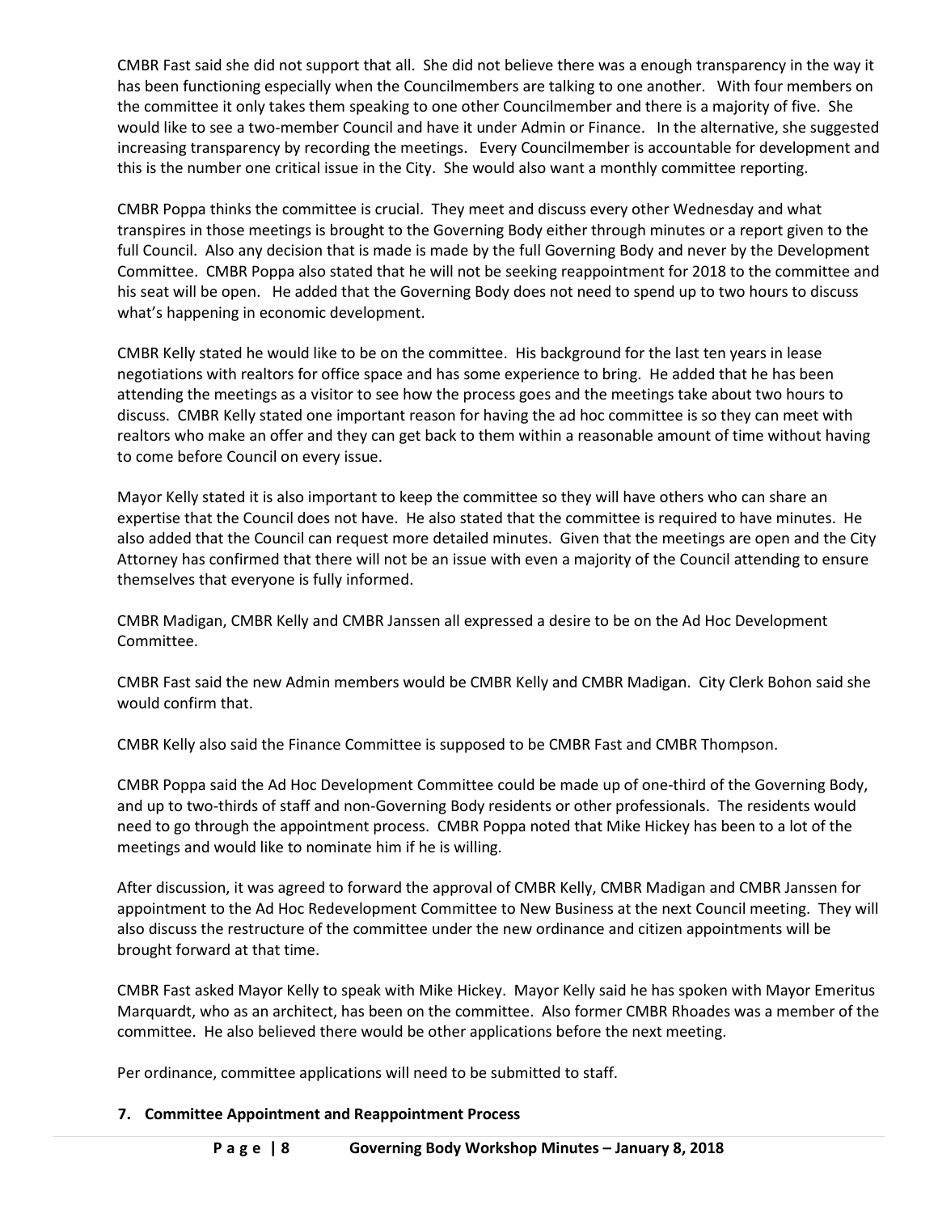CMBR Fast said she did not support that all. She did not believe there was a enough transparency in the way it has been functioning especially when the Councilmembers are talking to one another. With four members on the committee it only takes them speaking to one other Councilmember and there is a majority of five. She would like to see a two-member Council and have it under Admin or Finance. In the alternative, she suggested increasing transparency by recording the meetings. Every Councilmember is accountable for development and this is the number one critical issue in the City. She would also want a monthly committee reporting.

CMBR Poppa thinks the committee is crucial. They meet and discuss every other Wednesday and what transpires in those meetings is brought to the Governing Body either through minutes or a report given to the full Council. Also any decision that is made is made by the full Governing Body and never by the Development Committee. CMBR Poppa also stated that he will not be seeking reappointment for 2018 to the committee and his seat will be open. He added that the Governing Body does not need to spend up to two hours to discuss what's happening in economic development.

CMBR Kelly stated he would like to be on the committee. His background for the last ten years in lease negotiations with realtors for office space and has some experience to bring. He added that he has been attending the meetings as a visitor to see how the process goes and the meetings take about two hours to discuss. CMBR Kelly stated one important reason for having the ad hoc committee is so they can meet with realtors who make an offer and they can get back to them within a reasonable amount of time without having to come before Council on every issue.

Mayor Kelly stated it is also important to keep the committee so they will have others who can share an expertise that the Council does not have. He also stated that the committee is required to have minutes. He also added that the Council can request more detailed minutes. Given that the meetings are open and the City Attorney has confirmed that there will not be an issue with even a majority of the Council attending to ensure themselves that everyone is fully informed.

CMBR Madigan, CMBR Kelly and CMBR Janssen all expressed a desire to be on the Ad Hoc Development Committee.

CMBR Fast said the new Admin members would be CMBR Kelly and CMBR Madigan. City Clerk Bohon said she would confirm that.

CMBR Kelly also said the Finance Committee is supposed to be CMBR Fast and CMBR Thompson.

CMBR Poppa said the Ad Hoc Development Committee could be made up of one-third of the Governing Body, and up to two-thirds of staff and non-Governing Body residents or other professionals. The residents would need to go through the appointment process. CMBR Poppa noted that Mike Hickey has been to a lot of the meetings and would like to nominate him if he is willing.

After discussion, it was agreed to forward the approval of CMBR Kelly, CMBR Madigan and CMBR Janssen for appointment to the Ad Hoc Redevelopment Committee to New Business at the next Council meeting. They will also discuss the restructure of the committee under the new ordinance and citizen appointments will be brought forward at that time.

CMBR Fast asked Mayor Kelly to speak with Mike Hickey. Mayor Kelly said he has spoken with Mayor Emeritus Marquardt, who as an architect, has been on the committee. Also former CMBR Rhoades was a member of the committee. He also believed there would be other applications before the next meeting.

Per ordinance, committee applications will need to be submitted to staff.

**7. Committee Appointment and Reappointment Process**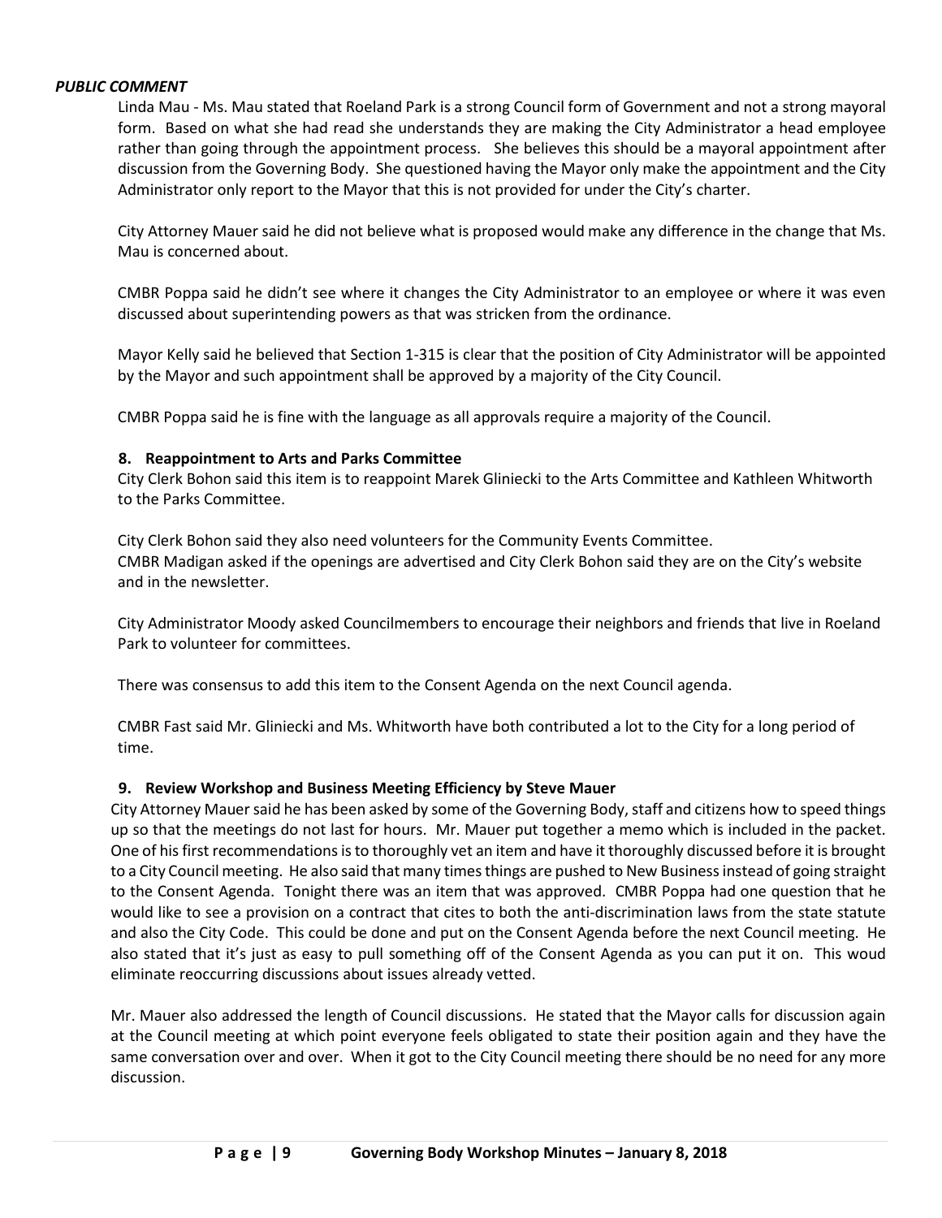***PUBLIC COMMENT***

Linda Mau - Ms. Mau stated that Roeland Park is a strong Council form of Government and not a strong mayoral form. Based on what she had read she understands they are making the City Administrator a head employee rather than going through the appointment process. She believes this should be a mayoral appointment after discussion from the Governing Body. She questioned having the Mayor only make the appointment and the City Administrator only report to the Mayor that this is not provided for under the City's charter.

City Attorney Mauer said he did not believe what is proposed would make any difference in the change that Ms. Mau is concerned about.

CMBR Poppa said he didn't see where it changes the City Administrator to an employee or where it was even discussed about superintending powers as that was stricken from the ordinance.

Mayor Kelly said he believed that Section 1-315 is clear that the position of City Administrator will be appointed by the Mayor and such appointment shall be approved by a majority of the City Council.

CMBR Poppa said he is fine with the language as all approvals require a majority of the Council.

**8. Reappointment to Arts and Parks Committee**

City Clerk Bohon said this item is to reappoint Marek Gliniecki to the Arts Committee and Kathleen Whitworth to the Parks Committee.

City Clerk Bohon said they also need volunteers for the Community Events Committee.
CMBR Madigan asked if the openings are advertised and City Clerk Bohon said they are on the City's website and in the newsletter.

City Administrator Moody asked Councilmembers to encourage their neighbors and friends that live in Roeland Park to volunteer for committees.

There was consensus to add this item to the Consent Agenda on the next Council agenda.

CMBR Fast said Mr. Gliniecki and Ms. Whitworth have both contributed a lot to the City for a long period of time.

**9. Review Workshop and Business Meeting Efficiency by Steve Mauer**

City Attorney Mauer said he has been asked by some of the Governing Body, staff and citizens how to speed things up so that the meetings do not last for hours. Mr. Mauer put together a memo which is included in the packet. One of his first recommendations is to thoroughly vet an item and have it thoroughly discussed before it is brought to a City Council meeting. He also said that many times things are pushed to New Business instead of going straight to the Consent Agenda. Tonight there was an item that was approved. CMBR Poppa had one question that he would like to see a provision on a contract that cites to both the anti-discrimination laws from the state statute and also the City Code. This could be done and put on the Consent Agenda before the next Council meeting. He also stated that it's just as easy to pull something off of the Consent Agenda as you can put it on. This woud eliminate reoccurring discussions about issues already vetted.

Mr. Mauer also addressed the length of Council discussions. He stated that the Mayor calls for discussion again at the Council meeting at which point everyone feels obligated to state their position again and they have the same conversation over and over. When it got to the City Council meeting there should be no need for any more discussion.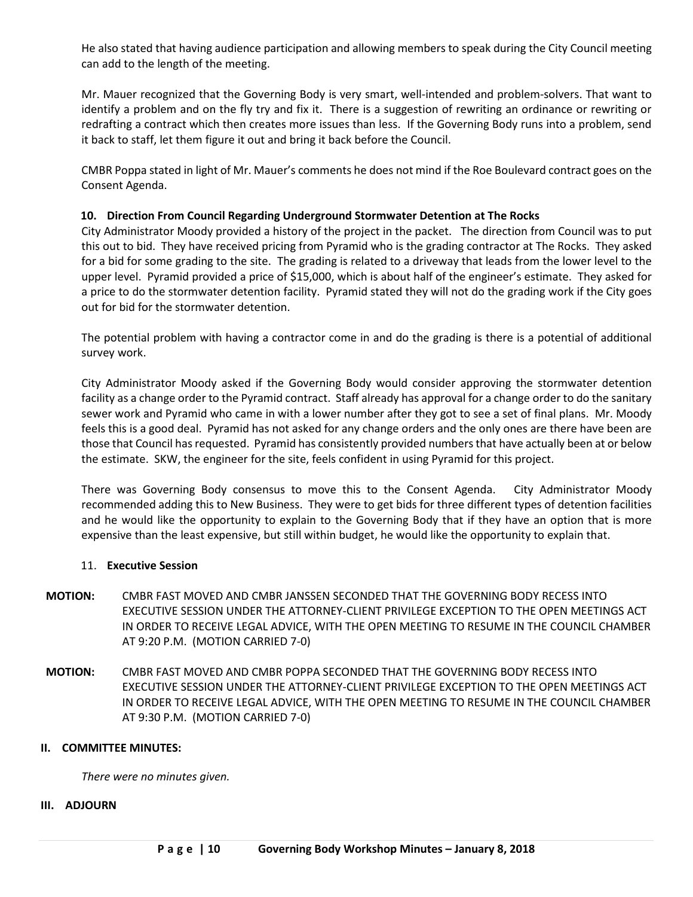He also stated that having audience participation and allowing members to speak during the City Council meeting can add to the length of the meeting.

Mr. Mauer recognized that the Governing Body is very smart, well-intended and problem-solvers. That want to identify a problem and on the fly try and fix it. There is a suggestion of rewriting an ordinance or rewriting or redrafting a contract which then creates more issues than less. If the Governing Body runs into a problem, send it back to staff, let them figure it out and bring it back before the Council.

CMBR Poppa stated in light of Mr. Mauer's comments he does not mind if the Roe Boulevard contract goes on the Consent Agenda.

**10. Direction From Council Regarding Underground Stormwater Detention at The Rocks**

City Administrator Moody provided a history of the project in the packet. The direction from Council was to put this out to bid. They have received pricing from Pyramid who is the grading contractor at The Rocks. They asked for a bid for some grading to the site. The grading is related to a driveway that leads from the lower level to the upper level. Pyramid provided a price of $15,000, which is about half of the engineer's estimate. They asked for a price to do the stormwater detention facility. Pyramid stated they will not do the grading work if the City goes out for bid for the stormwater detention.

The potential problem with having a contractor come in and do the grading is there is a potential of additional survey work.

City Administrator Moody asked if the Governing Body would consider approving the stormwater detention facility as a change order to the Pyramid contract. Staff already has approval for a change order to do the sanitary sewer work and Pyramid who came in with a lower number after they got to see a set of final plans. Mr. Moody feels this is a good deal. Pyramid has not asked for any change orders and the only ones are there have been are those that Council has requested. Pyramid has consistently provided numbers that have actually been at or below the estimate. SKW, the engineer for the site, feels confident in using Pyramid for this project.

There was Governing Body consensus to move this to the Consent Agenda. City Administrator Moody recommended adding this to New Business. They were to get bids for three different types of detention facilities and he would like the opportunity to explain to the Governing Body that if they have an option that is more expensive than the least expensive, but still within budget, he would like the opportunity to explain that.

11. **Executive Session**

**MOTION:** CMBR FAST MOVED AND CMBR JANSSEN SECONDED THAT THE GOVERNING BODY RECESS INTO EXECUTIVE SESSION UNDER THE ATTORNEY-CLIENT PRIVILEGE EXCEPTION TO THE OPEN MEETINGS ACT IN ORDER TO RECEIVE LEGAL ADVICE, WITH THE OPEN MEETING TO RESUME IN THE COUNCIL CHAMBER AT 9:20 P.M. (MOTION CARRIED 7-0)

**MOTION:** CMBR FAST MOVED AND CMBR POPPA SECONDED THAT THE GOVERNING BODY RECESS INTO EXECUTIVE SESSION UNDER THE ATTORNEY-CLIENT PRIVILEGE EXCEPTION TO THE OPEN MEETINGS ACT IN ORDER TO RECEIVE LEGAL ADVICE, WITH THE OPEN MEETING TO RESUME IN THE COUNCIL CHAMBER AT 9:30 P.M. (MOTION CARRIED 7-0)

## II. COMMITTEE MINUTES:

*There were no minutes given.*

## III. ADJOURN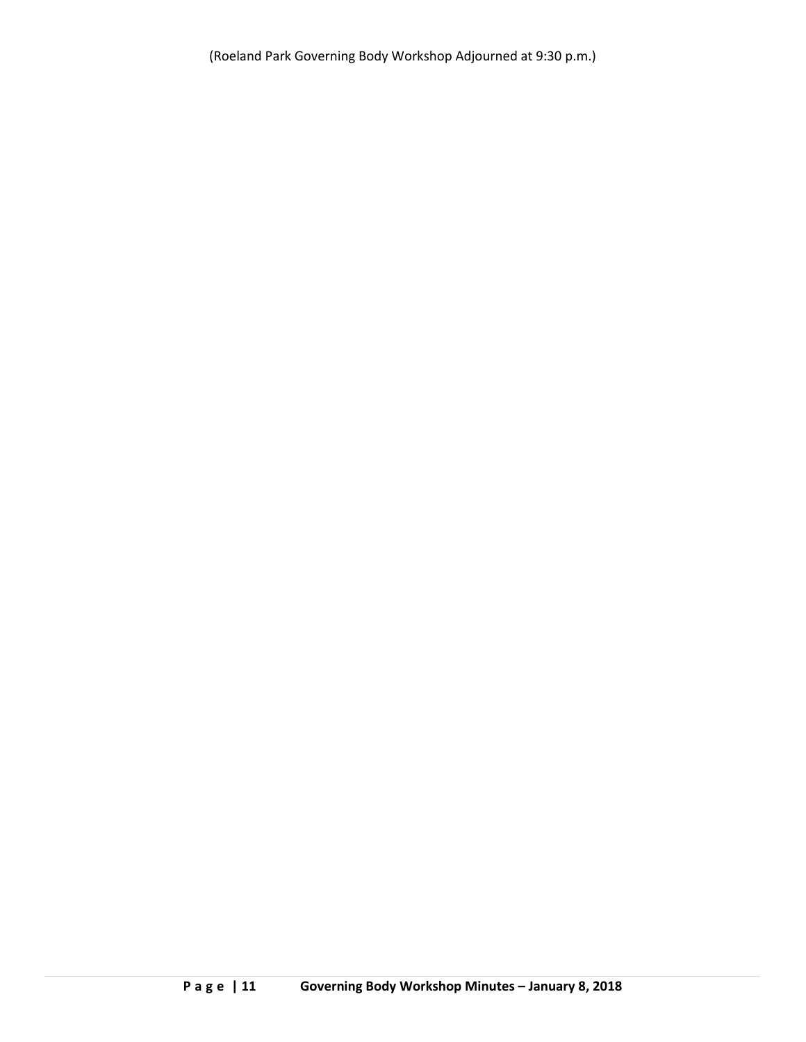(Roeland Park Governing Body Workshop Adjourned at 9:30 p.m.)